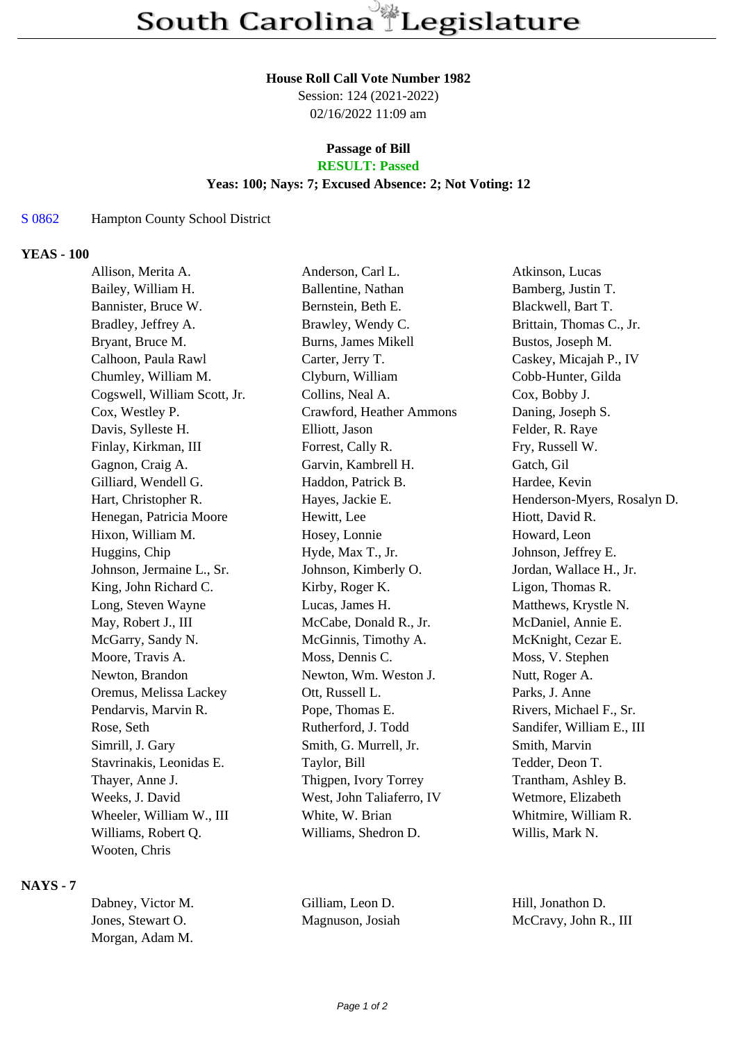# South Carolina Legislature

**House Roll Call Vote Number 1982**
Session: 124 (2021-2022)
02/16/2022 11:09 am

**Passage of Bill**
**RESULT: Passed**
**Yeas: 100; Nays: 7; Excused Absence: 2; Not Voting: 12**

S 0862 Hampton County School District

## YEAS - 100

| | | |
|---|---|---|
| Allison, Merita A. | Anderson, Carl L. | Atkinson, Lucas |
| Bailey, William H. | Ballentine, Nathan | Bamberg, Justin T. |
| Bannister, Bruce W. | Bernstein, Beth E. | Blackwell, Bart T. |
| Bradley, Jeffrey A. | Brawley, Wendy C. | Brittain, Thomas C., Jr. |
| Bryant, Bruce M. | Burns, James Mikell | Bustos, Joseph M. |
| Calhoon, Paula Rawl | Carter, Jerry T. | Caskey, Micajah P., IV |
| Chumley, William M. | Clyburn, William | Cobb-Hunter, Gilda |
| Cogswell, William Scott, Jr. | Collins, Neal A. | Cox, Bobby J. |
| Cox, Westley P. | Crawford, Heather Ammons | Daning, Joseph S. |
| Davis, Sylleste H. | Elliott, Jason | Felder, R. Raye |
| Finlay, Kirkman, III | Forrest, Cally R. | Fry, Russell W. |
| Gagnon, Craig A. | Garvin, Kambrell H. | Gatch, Gil |
| Gilliard, Wendell G. | Haddon, Patrick B. | Hardee, Kevin |
| Hart, Christopher R. | Hayes, Jackie E. | Henderson-Myers, Rosalyn D. |
| Henegan, Patricia Moore | Hewitt, Lee | Hiott, David R. |
| Hixon, William M. | Hosey, Lonnie | Howard, Leon |
| Huggins, Chip | Hyde, Max T., Jr. | Johnson, Jeffrey E. |
| Johnson, Jermaine L., Sr. | Johnson, Kimberly O. | Jordan, Wallace H., Jr. |
| King, John Richard C. | Kirby, Roger K. | Ligon, Thomas R. |
| Long, Steven Wayne | Lucas, James H. | Matthews, Krystle N. |
| May, Robert J., III | McCabe, Donald R., Jr. | McDaniel, Annie E. |
| McGarry, Sandy N. | McGinnis, Timothy A. | McKnight, Cezar E. |
| Moore, Travis A. | Moss, Dennis C. | Moss, V. Stephen |
| Newton, Brandon | Newton, Wm. Weston J. | Nutt, Roger A. |
| Oremus, Melissa Lackey | Ott, Russell L. | Parks, J. Anne |
| Pendarvis, Marvin R. | Pope, Thomas E. | Rivers, Michael F., Sr. |
| Rose, Seth | Rutherford, J. Todd | Sandifer, William E., III |
| Simrill, J. Gary | Smith, G. Murrell, Jr. | Smith, Marvin |
| Stavrinakis, Leonidas E. | Taylor, Bill | Tedder, Deon T. |
| Thayer, Anne J. | Thigpen, Ivory Torrey | Trantham, Ashley B. |
| Weeks, J. David | West, John Taliaferro, IV | Wetmore, Elizabeth |
| Wheeler, William W., III | White, W. Brian | Whitmire, William R. |
| Williams, Robert Q. | Williams, Shedron D. | Willis, Mark N. |
| Wooten, Chris | | |

## NAYS - 7

| | | |
|---|---|---|
| Dabney, Victor M. | Gilliam, Leon D. | Hill, Jonathon D. |
| Jones, Stewart O. | Magnuson, Josiah | McCravy, John R., III |
| Morgan, Adam M. | | |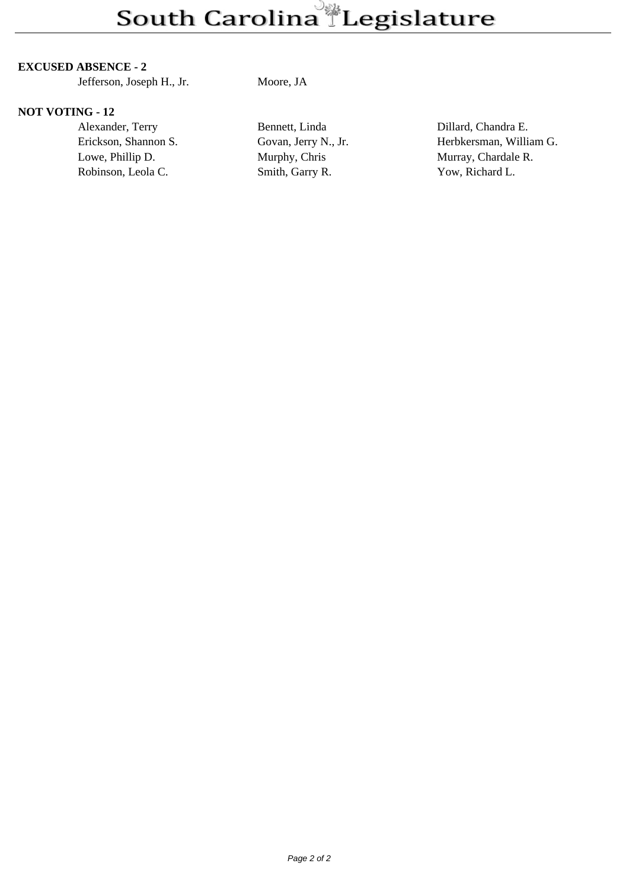**EXCUSED ABSENCE - 2**

| | |
|---|---|
| Jefferson, Joseph H., Jr. | Moore, JA |

**NOT VOTING - 12**

| | | |
|---|---|---|
| Alexander, Terry | Bennett, Linda | Dillard, Chandra E. |
| Erickson, Shannon S. | Govan, Jerry N., Jr. | Herbkersman, William G. |
| Lowe, Phillip D. | Murphy, Chris | Murray, Chardale R. |
| Robinson, Leola C. | Smith, Garry R. | Yow, Richard L. |